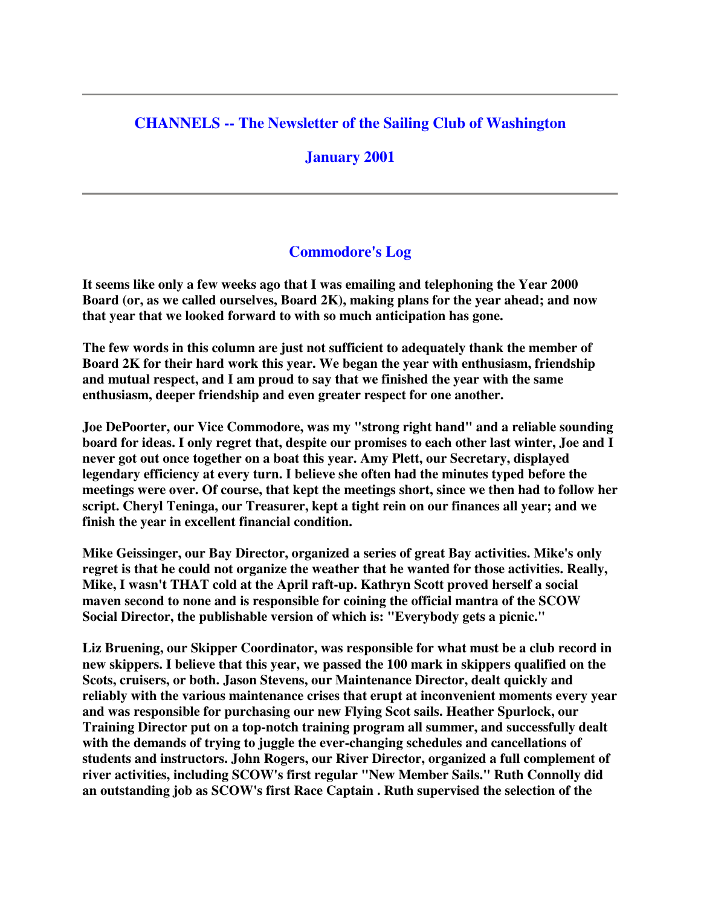# CHANNELS -- The Newsletter of the Sailing Club of Washington

## January 2001

## Commodore's Log

**It seems like only a few weeks ago that I was emailing and telephoning the Year 2000 Board (or, as we called ourselves, Board 2K), making plans for the year ahead; and now that year that we looked forward to with so much anticipation has gone.**

**The few words in this column are just not sufficient to adequately thank the member of Board 2K for their hard work this year. We began the year with enthusiasm, friendship and mutual respect, and I am proud to say that we finished the year with the same enthusiasm, deeper friendship and even greater respect for one another.**

**Joe DePoorter, our Vice Commodore, was my "strong right hand" and a reliable sounding board for ideas. I only regret that, despite our promises to each other last winter, Joe and I never got out once together on a boat this year. Amy Plett, our Secretary, displayed legendary efficiency at every turn. I believe she often had the minutes typed before the meetings were over. Of course, that kept the meetings short, since we then had to follow her script. Cheryl Teninga, our Treasurer, kept a tight rein on our finances all year; and we finish the year in excellent financial condition.**

**Mike Geissinger, our Bay Director, organized a series of great Bay activities. Mike's only regret is that he could not organize the weather that he wanted for those activities. Really, Mike, I wasn't THAT cold at the April raft-up. Kathryn Scott proved herself a social maven second to none and is responsible for coining the official mantra of the SCOW Social Director, the publishable version of which is: "Everybody gets a picnic."**

**Liz Bruening, our Skipper Coordinator, was responsible for what must be a club record in new skippers. I believe that this year, we passed the 100 mark in skippers qualified on the Scots, cruisers, or both. Jason Stevens, our Maintenance Director, dealt quickly and reliably with the various maintenance crises that erupt at inconvenient moments every year and was responsible for purchasing our new Flying Scot sails. Heather Spurlock, our Training Director put on a top-notch training program all summer, and successfully dealt with the demands of trying to juggle the ever-changing schedules and cancellations of students and instructors. John Rogers, our River Director, organized a full complement of river activities, including SCOW's first regular "New Member Sails." Ruth Connolly did an outstanding job as SCOW's first Race Captain . Ruth supervised the selection of the**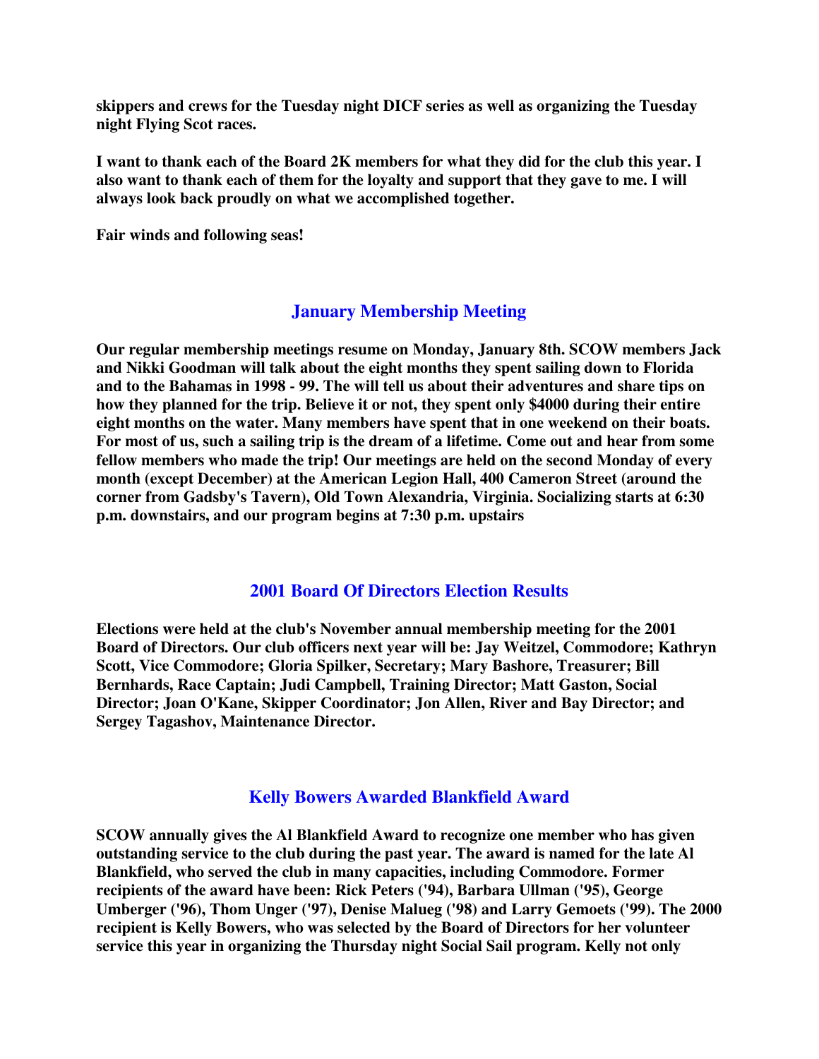**skippers and crews for the Tuesday night DICF series as well as organizing the Tuesday night Flying Scot races.**

**I want to thank each of the Board 2K members for what they did for the club this year. I also want to thank each of them for the loyalty and support that they gave to me. I will always look back proudly on what we accomplished together.**

**Fair winds and following seas!**

## January Membership Meeting

**Our regular membership meetings resume on Monday, January 8th. SCOW members Jack and Nikki Goodman will talk about the eight months they spent sailing down to Florida and to the Bahamas in 1998 - 99. The will tell us about their adventures and share tips on how they planned for the trip. Believe it or not, they spent only $4000 during their entire eight months on the water. Many members have spent that in one weekend on their boats. For most of us, such a sailing trip is the dream of a lifetime. Come out and hear from some fellow members who made the trip! Our meetings are held on the second Monday of every month (except December) at the American Legion Hall, 400 Cameron Street (around the corner from Gadsby's Tavern), Old Town Alexandria, Virginia. Socializing starts at 6:30 p.m. downstairs, and our program begins at 7:30 p.m. upstairs**

## 2001 Board Of Directors Election Results

**Elections were held at the club's November annual membership meeting for the 2001 Board of Directors. Our club officers next year will be: Jay Weitzel, Commodore; Kathryn Scott, Vice Commodore; Gloria Spilker, Secretary; Mary Bashore, Treasurer; Bill Bernhards, Race Captain; Judi Campbell, Training Director; Matt Gaston, Social Director; Joan O'Kane, Skipper Coordinator; Jon Allen, River and Bay Director; and Sergey Tagashov, Maintenance Director.**

## Kelly Bowers Awarded Blankfield Award

**SCOW annually gives the Al Blankfield Award to recognize one member who has given outstanding service to the club during the past year. The award is named for the late Al Blankfield, who served the club in many capacities, including Commodore. Former recipients of the award have been: Rick Peters ('94), Barbara Ullman ('95), George Umberger ('96), Thom Unger ('97), Denise Malueg ('98) and Larry Gemoets ('99). The 2000 recipient is Kelly Bowers, who was selected by the Board of Directors for her volunteer service this year in organizing the Thursday night Social Sail program. Kelly not only**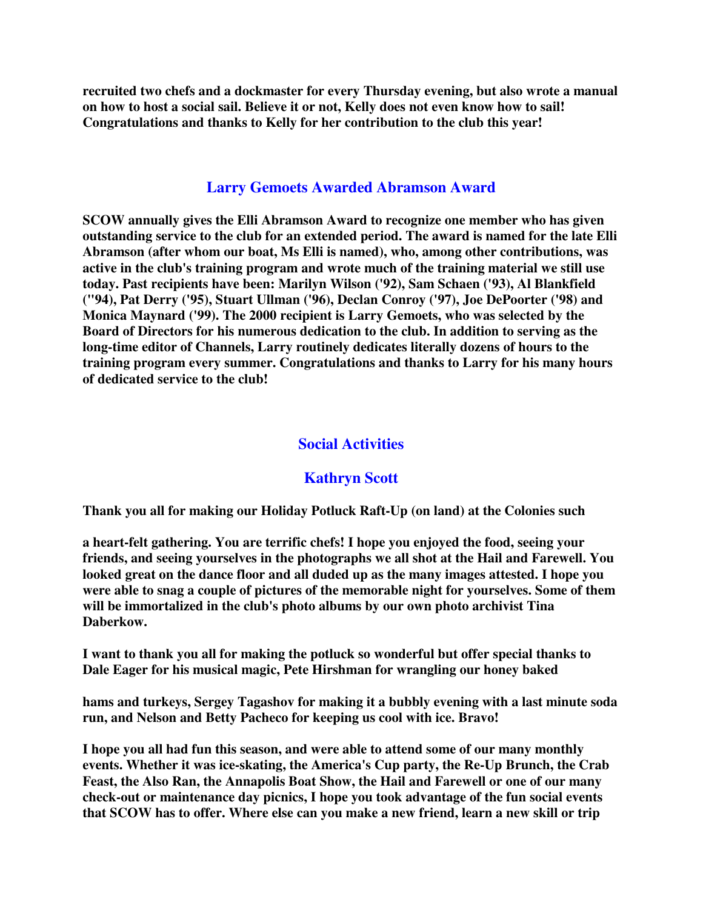**recruited two chefs and a dockmaster for every Thursday evening, but also wrote a manual on how to host a social sail. Believe it or not, Kelly does not even know how to sail! Congratulations and thanks to Kelly for her contribution to the club this year!**

## Larry Gemoets Awarded Abramson Award

**SCOW annually gives the Elli Abramson Award to recognize one member who has given outstanding service to the club for an extended period. The award is named for the late Elli Abramson (after whom our boat, Ms Elli is named), who, among other contributions, was active in the club's training program and wrote much of the training material we still use today. Past recipients have been: Marilyn Wilson ('92), Sam Schaen ('93), Al Blankfield (''94), Pat Derry ('95), Stuart Ullman ('96), Declan Conroy ('97), Joe DePoorter ('98) and Monica Maynard ('99). The 2000 recipient is Larry Gemoets, who was selected by the Board of Directors for his numerous dedication to the club. In addition to serving as the long-time editor of Channels, Larry routinely dedicates literally dozens of hours to the training program every summer. Congratulations and thanks to Larry for his many hours of dedicated service to the club!**

## Social Activities

## Kathryn Scott

**Thank you all for making our Holiday Potluck Raft-Up (on land) at the Colonies such**

**a heart-felt gathering. You are terrific chefs! I hope you enjoyed the food, seeing your friends, and seeing yourselves in the photographs we all shot at the Hail and Farewell. You looked great on the dance floor and all duded up as the many images attested. I hope you were able to snag a couple of pictures of the memorable night for yourselves. Some of them will be immortalized in the club's photo albums by our own photo archivist Tina Daberkow.**

**I want to thank you all for making the potluck so wonderful but offer special thanks to Dale Eager for his musical magic, Pete Hirshman for wrangling our honey baked**

**hams and turkeys, Sergey Tagashov for making it a bubbly evening with a last minute soda run, and Nelson and Betty Pacheco for keeping us cool with ice. Bravo!**

**I hope you all had fun this season, and were able to attend some of our many monthly events. Whether it was ice-skating, the America's Cup party, the Re-Up Brunch, the Crab Feast, the Also Ran, the Annapolis Boat Show, the Hail and Farewell or one of our many check-out or maintenance day picnics, I hope you took advantage of the fun social events that SCOW has to offer. Where else can you make a new friend, learn a new skill or trip**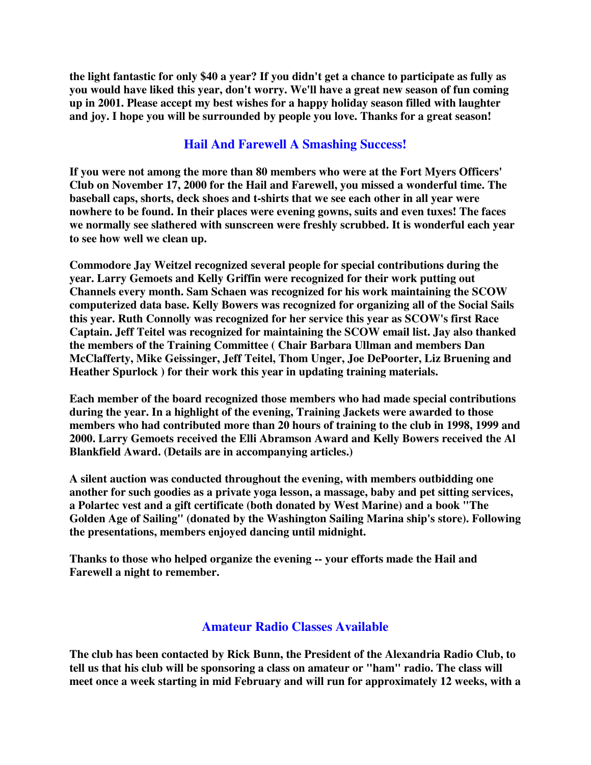**the light fantastic for only $40 a year? If you didn't get a chance to participate as fully as you would have liked this year, don't worry. We'll have a great new season of fun coming up in 2001. Please accept my best wishes for a happy holiday season filled with laughter and joy. I hope you will be surrounded by people you love. Thanks for a great season!**

## Hail And Farewell A Smashing Success!

**If you were not among the more than 80 members who were at the Fort Myers Officers' Club on November 17, 2000 for the Hail and Farewell, you missed a wonderful time. The baseball caps, shorts, deck shoes and t-shirts that we see each other in all year were nowhere to be found. In their places were evening gowns, suits and even tuxes! The faces we normally see slathered with sunscreen were freshly scrubbed. It is wonderful each year to see how well we clean up.**

**Commodore Jay Weitzel recognized several people for special contributions during the year. Larry Gemoets and Kelly Griffin were recognized for their work putting out Channels every month. Sam Schaen was recognized for his work maintaining the SCOW computerized data base. Kelly Bowers was recognized for organizing all of the Social Sails this year. Ruth Connolly was recognized for her service this year as SCOW's first Race Captain. Jeff Teitel was recognized for maintaining the SCOW email list. Jay also thanked the members of the Training Committee ( Chair Barbara Ullman and members Dan McClafferty, Mike Geissinger, Jeff Teitel, Thom Unger, Joe DePoorter, Liz Bruening and Heather Spurlock ) for their work this year in updating training materials.**

**Each member of the board recognized those members who had made special contributions during the year. In a highlight of the evening, Training Jackets were awarded to those members who had contributed more than 20 hours of training to the club in 1998, 1999 and 2000. Larry Gemoets received the Elli Abramson Award and Kelly Bowers received the Al Blankfield Award. (Details are in accompanying articles.)**

**A silent auction was conducted throughout the evening, with members outbidding one another for such goodies as a private yoga lesson, a massage, baby and pet sitting services, a Polartec vest and a gift certificate (both donated by West Marine) and a book "The Golden Age of Sailing" (donated by the Washington Sailing Marina ship's store). Following the presentations, members enjoyed dancing until midnight.**

**Thanks to those who helped organize the evening -- your efforts made the Hail and Farewell a night to remember.**

## Amateur Radio Classes Available

**The club has been contacted by Rick Bunn, the President of the Alexandria Radio Club, to tell us that his club will be sponsoring a class on amateur or "ham" radio. The class will meet once a week starting in mid February and will run for approximately 12 weeks, with a**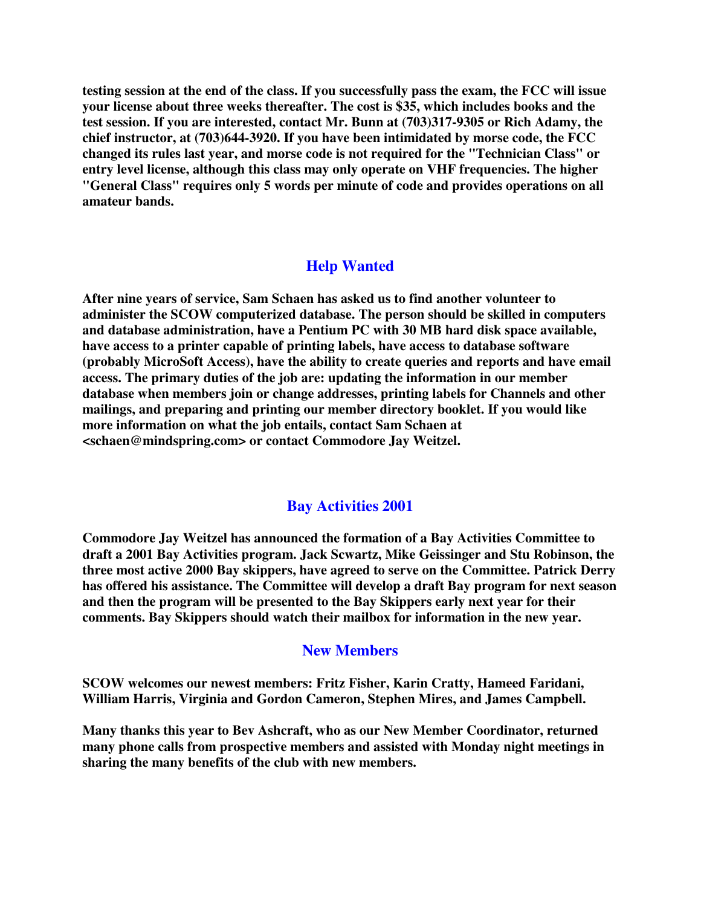**testing session at the end of the class. If you successfully pass the exam, the FCC will issue your license about three weeks thereafter. The cost is $35, which includes books and the test session. If you are interested, contact Mr. Bunn at (703)317-9305 or Rich Adamy, the chief instructor, at (703)644-3920. If you have been intimidated by morse code, the FCC changed its rules last year, and morse code is not required for the "Technician Class" or entry level license, although this class may only operate on VHF frequencies. The higher "General Class" requires only 5 words per minute of code and provides operations on all amateur bands.**

## Help Wanted

**After nine years of service, Sam Schaen has asked us to find another volunteer to administer the SCOW computerized database. The person should be skilled in computers and database administration, have a Pentium PC with 30 MB hard disk space available, have access to a printer capable of printing labels, have access to database software (probably MicroSoft Access), have the ability to create queries and reports and have email access. The primary duties of the job are: updating the information in our member database when members join or change addresses, printing labels for Channels and other mailings, and preparing and printing our member directory booklet. If you would like more information on what the job entails, contact Sam Schaen at <schaen@mindspring.com> or contact Commodore Jay Weitzel.**

## Bay Activities 2001

**Commodore Jay Weitzel has announced the formation of a Bay Activities Committee to draft a 2001 Bay Activities program. Jack Scwartz, Mike Geissinger and Stu Robinson, the three most active 2000 Bay skippers, have agreed to serve on the Committee. Patrick Derry has offered his assistance. The Committee will develop a draft Bay program for next season and then the program will be presented to the Bay Skippers early next year for their comments. Bay Skippers should watch their mailbox for information in the new year.**

## New Members

**SCOW welcomes our newest members: Fritz Fisher, Karin Cratty, Hameed Faridani, William Harris, Virginia and Gordon Cameron, Stephen Mires, and James Campbell.**

**Many thanks this year to Bev Ashcraft, who as our New Member Coordinator, returned many phone calls from prospective members and assisted with Monday night meetings in sharing the many benefits of the club with new members.**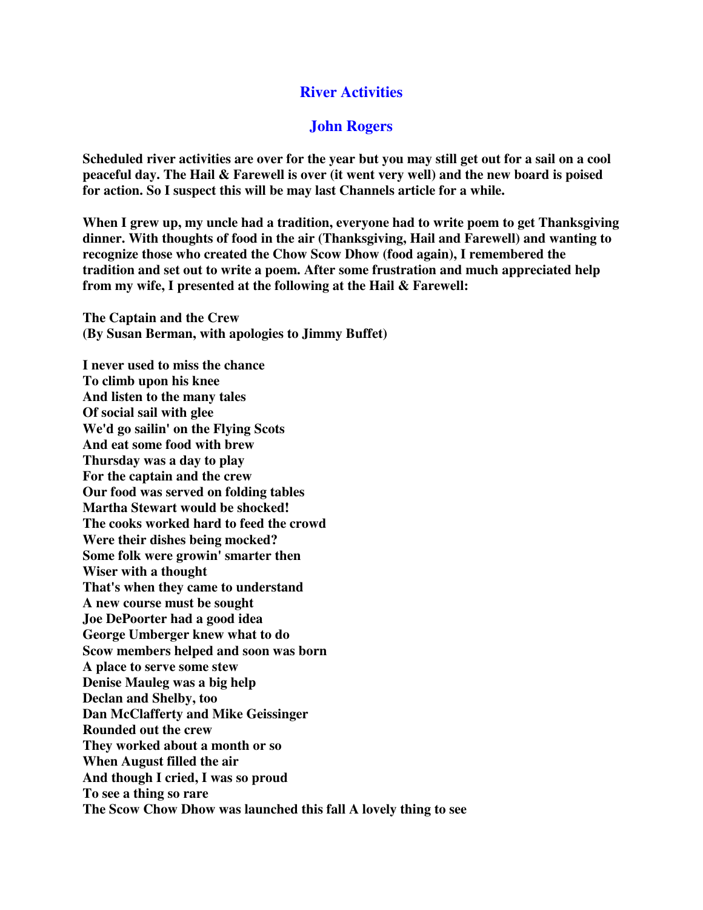## River Activities

## John Rogers

**Scheduled river activities are over for the year but you may still get out for a sail on a cool peaceful day. The Hail & Farewell is over (it went very well) and the new board is poised for action. So I suspect this will be may last Channels article for a while.**

**When I grew up, my uncle had a tradition, everyone had to write poem to get Thanksgiving dinner. With thoughts of food in the air (Thanksgiving, Hail and Farewell) and wanting to recognize those who created the Chow Scow Dhow (food again), I remembered the tradition and set out to write a poem. After some frustration and much appreciated help from my wife, I presented at the following at the Hail & Farewell:**

**The Captain and the Crew**
**(By Susan Berman, with apologies to Jimmy Buffet)**

**I never used to miss the chance**
**To climb upon his knee**
**And listen to the many tales**
**Of social sail with glee**
**We'd go sailin' on the Flying Scots**
**And eat some food with brew**
**Thursday was a day to play**
**For the captain and the crew**
**Our food was served on folding tables**
**Martha Stewart would be shocked!**
**The cooks worked hard to feed the crowd**
**Were their dishes being mocked?**
**Some folk were growin' smarter then**
**Wiser with a thought**
**That's when they came to understand**
**A new course must be sought**
**Joe DePoorter had a good idea**
**George Umberger knew what to do**
**Scow members helped and soon was born**
**A place to serve some stew**
**Denise Mauleg was a big help**
**Declan and Shelby, too**
**Dan McClafferty and Mike Geissinger**
**Rounded out the crew**
**They worked about a month or so**
**When August filled the air**
**And though I cried, I was so proud**
**To see a thing so rare**
**The Scow Chow Dhow was launched this fall A lovely thing to see**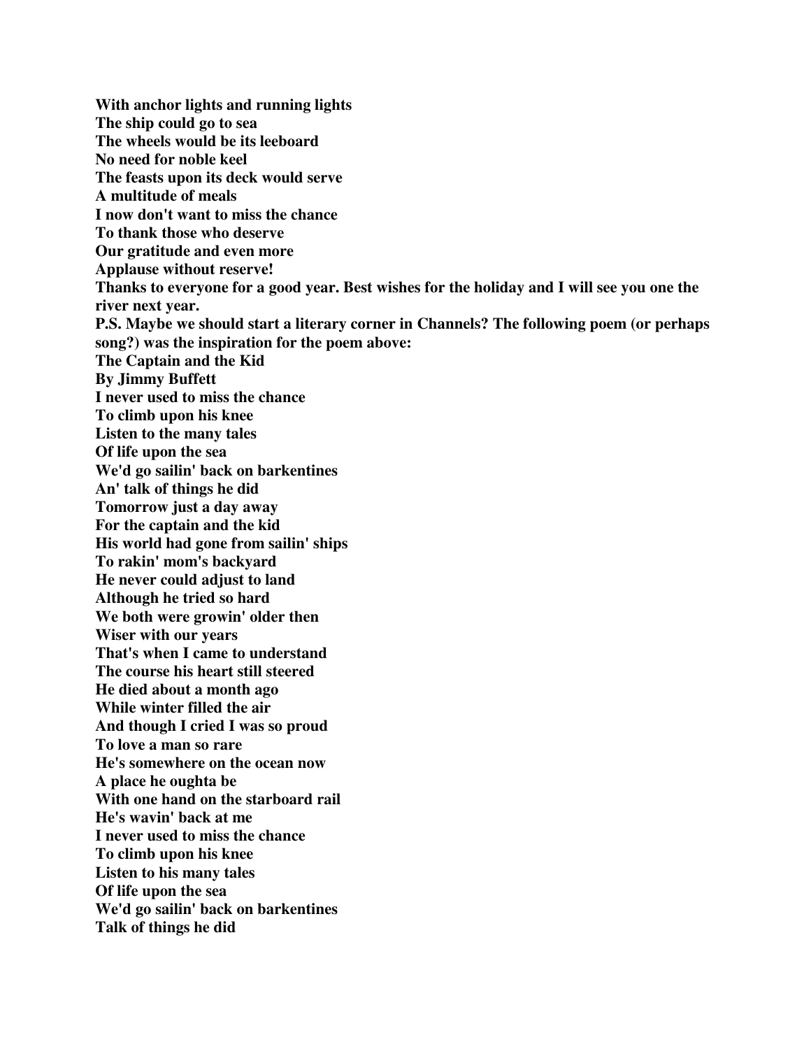**With anchor lights and running lights**
**The ship could go to sea**
**The wheels would be its leeboard**
**No need for noble keel**
**The feasts upon its deck would serve**
**A multitude of meals**
**I now don't want to miss the chance**
**To thank those who deserve**
**Our gratitude and even more**
**Applause without reserve!**

**Thanks to everyone for a good year. Best wishes for the holiday and I will see you one the river next year.**

**P.S. Maybe we should start a literary corner in Channels? The following poem (or perhaps song?) was the inspiration for the poem above:**

**The Captain and the Kid**
**By Jimmy Buffett**

**I never used to miss the chance**
**To climb upon his knee**
**Listen to the many tales**
**Of life upon the sea**
**We'd go sailin' back on barkentines**
**An' talk of things he did**
**Tomorrow just a day away**
**For the captain and the kid**
**His world had gone from sailin' ships**
**To rakin' mom's backyard**
**He never could adjust to land**
**Although he tried so hard**
**We both were growin' older then**
**Wiser with our years**
**That's when I came to understand**
**The course his heart still steered**
**He died about a month ago**
**While winter filled the air**
**And though I cried I was so proud**
**To love a man so rare**
**He's somewhere on the ocean now**
**A place he oughta be**
**With one hand on the starboard rail**
**He's wavin' back at me**
**I never used to miss the chance**
**To climb upon his knee**
**Listen to his many tales**
**Of life upon the sea**
**We'd go sailin' back on barkentines**
**Talk of things he did**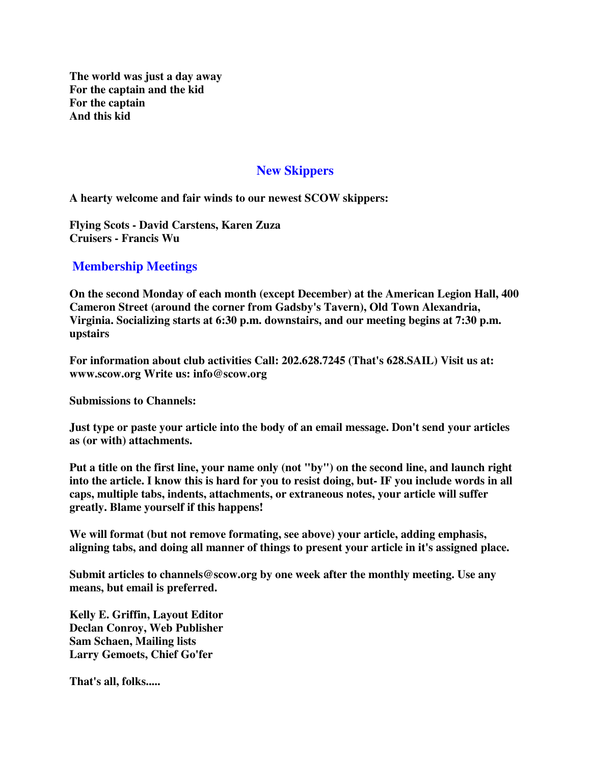**The world was just a day away**
**For the captain and the kid**
**For the captain**
**And this kid**

## New Skippers

**A hearty welcome and fair winds to our newest SCOW skippers:**

**Flying Scots - David Carstens, Karen Zuza**
**Cruisers - Francis Wu**

## Membership Meetings

**On the second Monday of each month (except December) at the American Legion Hall, 400 Cameron Street (around the corner from Gadsby's Tavern), Old Town Alexandria, Virginia. Socializing starts at 6:30 p.m. downstairs, and our meeting begins at 7:30 p.m. upstairs**

**For information about club activities Call: 202.628.7245 (That's 628.SAIL) Visit us at: www.scow.org Write us: info@scow.org**

**Submissions to Channels:**

**Just type or paste your article into the body of an email message. Don't send your articles as (or with) attachments.**

**Put a title on the first line, your name only (not "by") on the second line, and launch right into the article. I know this is hard for you to resist doing, but- IF you include words in all caps, multiple tabs, indents, attachments, or extraneous notes, your article will suffer greatly. Blame yourself if this happens!**

**We will format (but not remove formating, see above) your article, adding emphasis, aligning tabs, and doing all manner of things to present your article in it's assigned place.**

**Submit articles to channels@scow.org by one week after the monthly meeting. Use any means, but email is preferred.**

**Kelly E. Griffin, Layout Editor**
**Declan Conroy, Web Publisher**
**Sam Schaen, Mailing lists**
**Larry Gemoets, Chief Go'fer**

**That's all, folks.....**